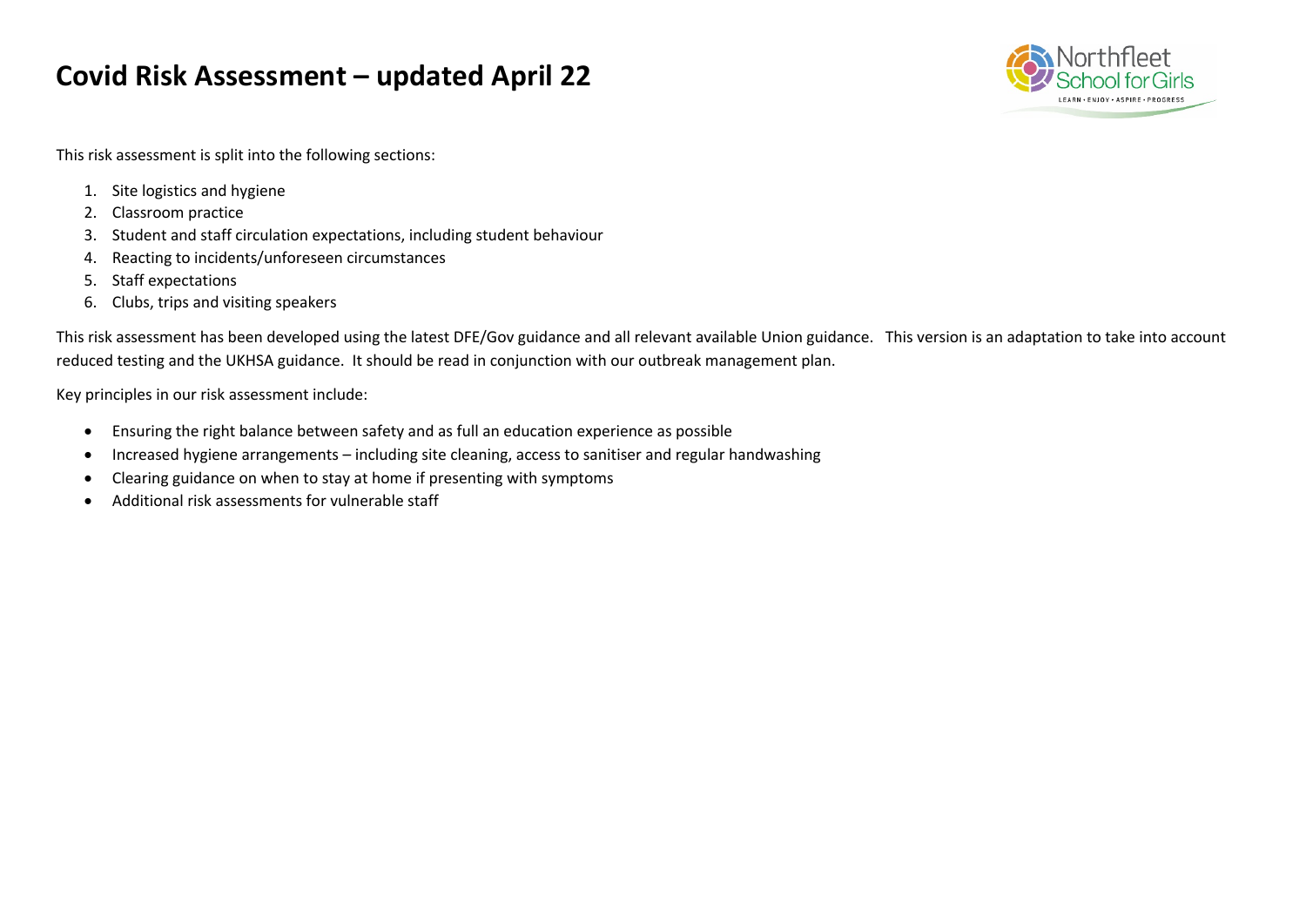# Covid Risk Assessment – updated April 22

This risk assessment is split into the following sections:

1. Site logistics and hygiene
2. Classroom practice
3. Student and staff circulation expectations, including student behaviour
4. Reacting to incidents/unforeseen circumstances
5. Staff expectations
6. Clubs, trips and visiting speakers

This risk assessment has been developed using the latest DFE/Gov guidance and all relevant available Union guidance. This version is an adaptation to take into account reduced testing and the UKHSA guidance. It should be read in conjunction with our outbreak management plan.

Key principles in our risk assessment include:

- Ensuring the right balance between safety and as full an education experience as possible
- Increased hygiene arrangements – including site cleaning, access to sanitiser and regular handwashing
- Clearing guidance on when to stay at home if presenting with symptoms
- Additional risk assessments for vulnerable staff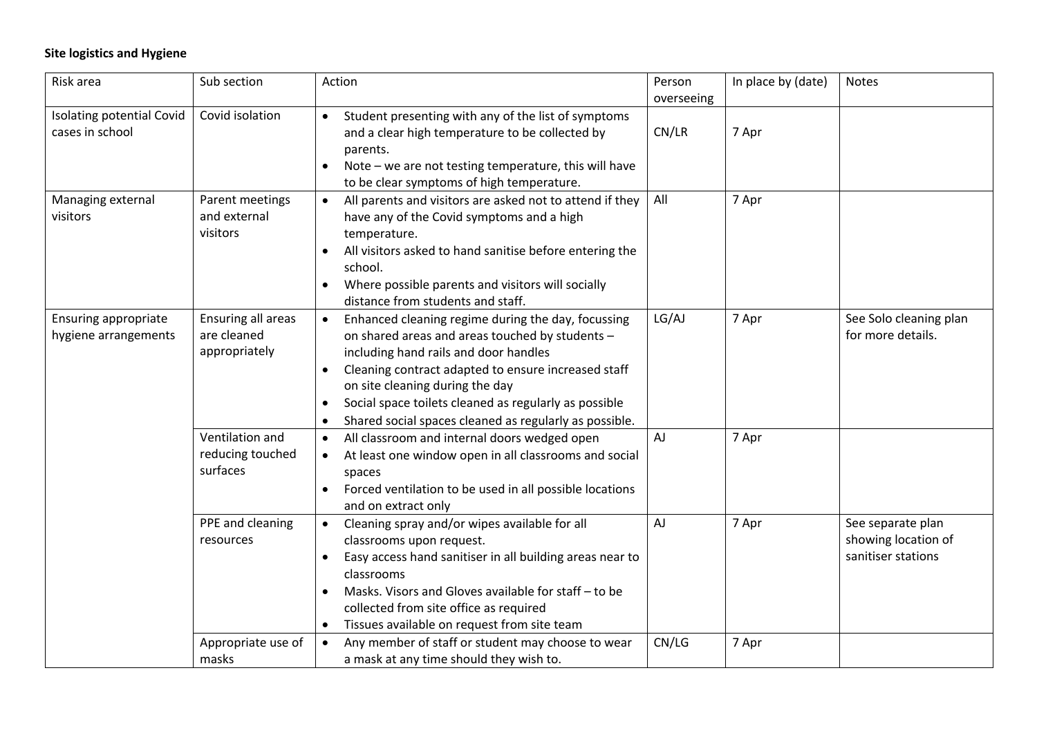**Site logistics and Hygiene**

| Risk area | Sub section | Action | Person overseeing | In place by (date) | Notes |
|---|---|---|---|---|---|
| Isolating potential Covid cases in school | Covid isolation | • Student presenting with any of the list of symptoms and a clear high temperature to be collected by parents.<br>• Note – we are not testing temperature, this will have to be clear symptoms of high temperature. | CN/LR | 7 Apr | |
| Managing external visitors | Parent meetings and external visitors | • All parents and visitors are asked not to attend if they have any of the Covid symptoms and a high temperature.<br>• All visitors asked to hand sanitise before entering the school.<br>• Where possible parents and visitors will socially distance from students and staff. | All | 7 Apr | |
| Ensuring appropriate hygiene arrangements | Ensuring all areas are cleaned appropriately | • Enhanced cleaning regime during the day, focussing on shared areas and areas touched by students – including hand rails and door handles<br>• Cleaning contract adapted to ensure increased staff on site cleaning during the day<br>• Social space toilets cleaned as regularly as possible<br>• Shared social spaces cleaned as regularly as possible. | LG/AJ | 7 Apr | See Solo cleaning plan for more details. |
| | Ventilation and reducing touched surfaces | • All classroom and internal doors wedged open<br>• At least one window open in all classrooms and social spaces<br>• Forced ventilation to be used in all possible locations and on extract only | AJ | 7 Apr | |
| | PPE and cleaning resources | • Cleaning spray and/or wipes available for all classrooms upon request.<br>• Easy access hand sanitiser in all building areas near to classrooms<br>• Masks. Visors and Gloves available for staff – to be collected from site office as required<br>• Tissues available on request from site team | AJ | 7 Apr | See separate plan showing location of sanitiser stations |
| | Appropriate use of masks | • Any member of staff or student may choose to wear a mask at any time should they wish to. | CN/LG | 7 Apr | |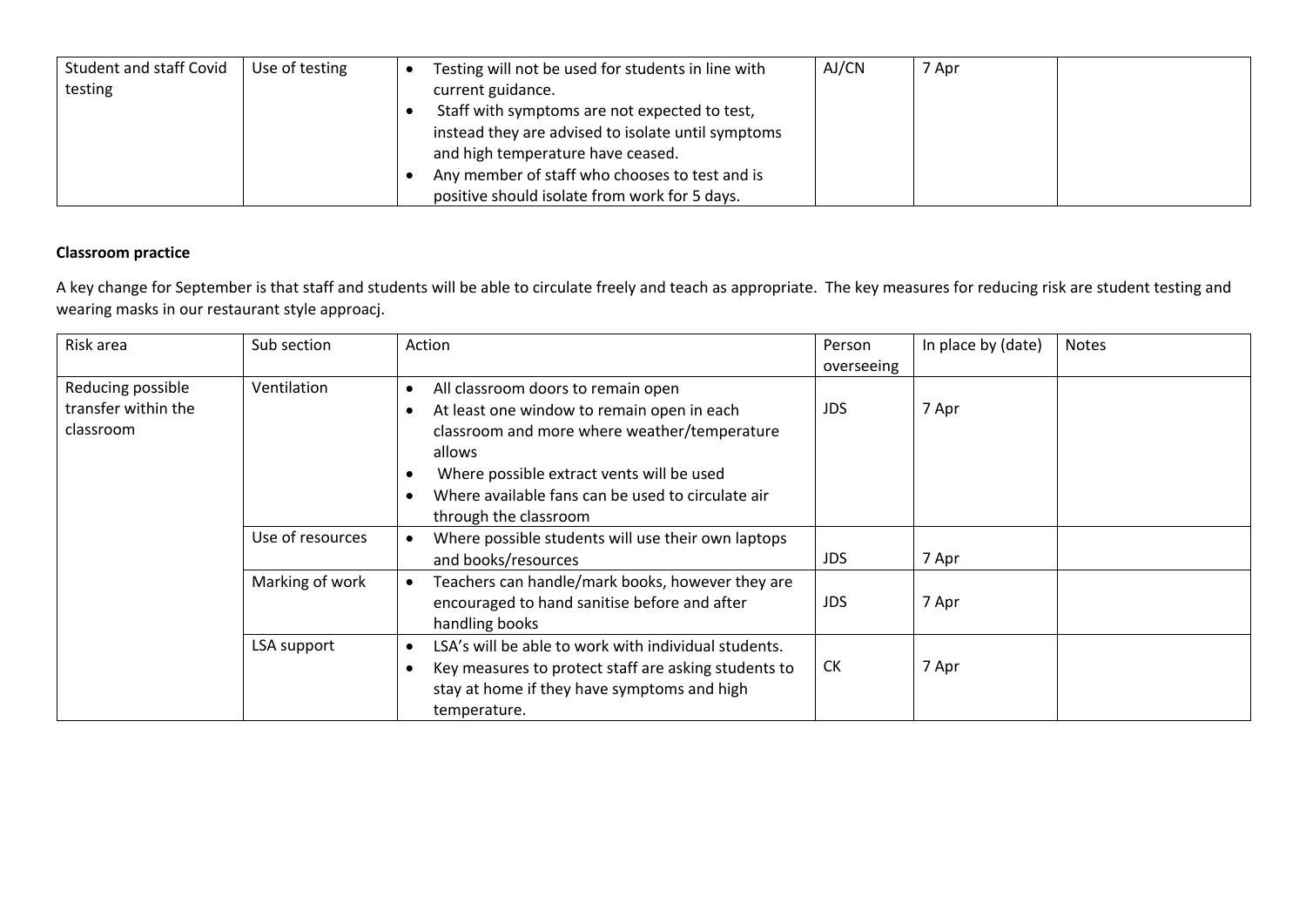| Student and staff Covid testing | Use of testing | • Testing will not be used for students in line with current guidance.<br>• Staff with symptoms are not expected to test, instead they are advised to isolate until symptoms and high temperature have ceased.<br>• Any member of staff who chooses to test and is positive should isolate from work for 5 days. | AJ/CN | 7 Apr | |
|---|---|---|---|---|---|

**Classroom practice**

A key change for September is that staff and students will be able to circulate freely and teach as appropriate. The key measures for reducing risk are student testing and wearing masks in our restaurant style approacj.

| Risk area | Sub section | Action | Person overseeing | In place by (date) | Notes |
|---|---|---|---|---|---|
| Reducing possible transfer within the classroom | Ventilation | • All classroom doors to remain open<br>• At least one window to remain open in each classroom and more where weather/temperature allows<br>• Where possible extract vents will be used<br>• Where available fans can be used to circulate air through the classroom | JDS | 7 Apr | |
| | Use of resources | • Where possible students will use their own laptops and books/resources | JDS | 7 Apr | |
| | Marking of work | • Teachers can handle/mark books, however they are encouraged to hand sanitise before and after handling books | JDS | 7 Apr | |
| | LSA support | • LSA's will be able to work with individual students.<br>• Key measures to protect staff are asking students to stay at home if they have symptoms and high temperature. | CK | 7 Apr | |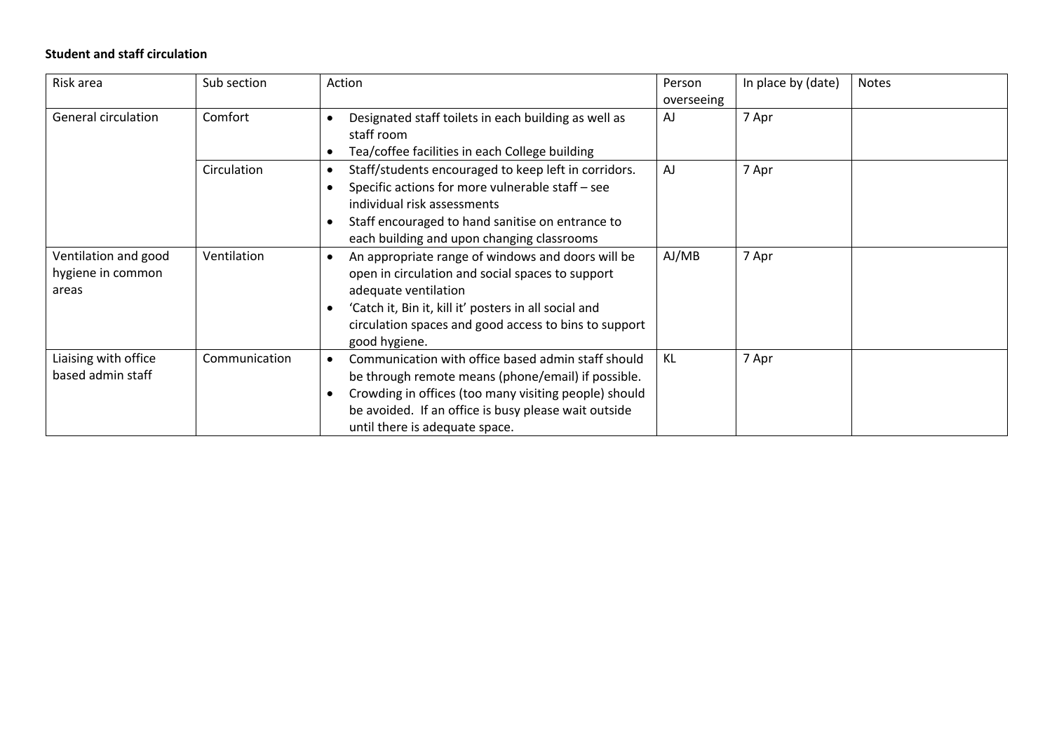**Student and staff circulation**

| Risk area | Sub section | Action | Person overseeing | In place by (date) | Notes |
|---|---|---|---|---|---|
| General circulation | Comfort | • Designated staff toilets in each building as well as staff room<br>• Tea/coffee facilities in each College building | AJ | 7 Apr | |
| | Circulation | • Staff/students encouraged to keep left in corridors.<br>• Specific actions for more vulnerable staff – see individual risk assessments<br>• Staff encouraged to hand sanitise on entrance to each building and upon changing classrooms | AJ | 7 Apr | |
| Ventilation and good hygiene in common areas | Ventilation | • An appropriate range of windows and doors will be open in circulation and social spaces to support adequate ventilation<br>• 'Catch it, Bin it, kill it' posters in all social and circulation spaces and good access to bins to support good hygiene. | AJ/MB | 7 Apr | |
| Liaising with office based admin staff | Communication | • Communication with office based admin staff should be through remote means (phone/email) if possible.<br>• Crowding in offices (too many visiting people) should be avoided. If an office is busy please wait outside until there is adequate space. | KL | 7 Apr | |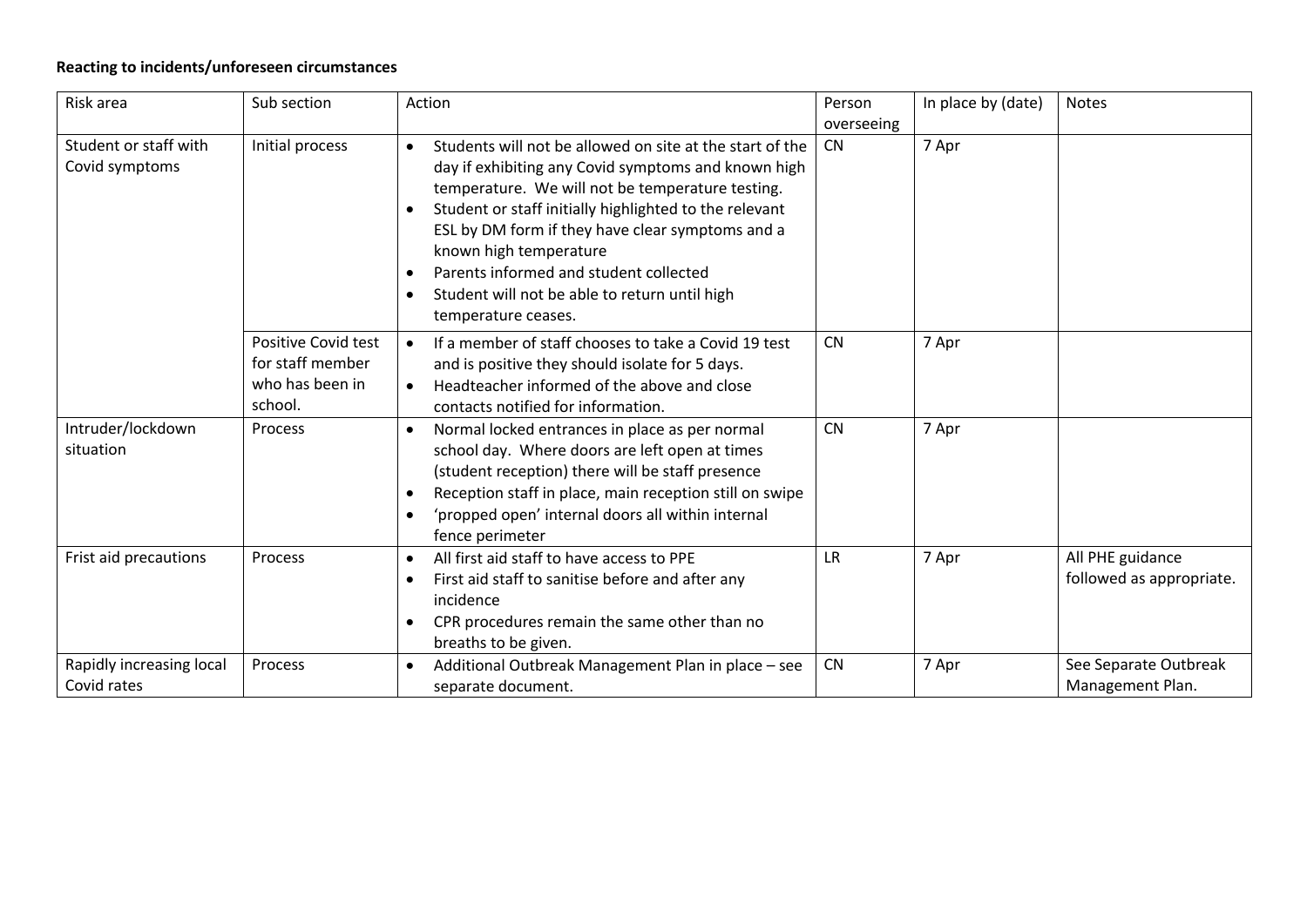**Reacting to incidents/unforeseen circumstances**

| Risk area | Sub section | Action | Person overseeing | In place by (date) | Notes |
|---|---|---|---|---|---|
| Student or staff with Covid symptoms | Initial process | • Students will not be allowed on site at the start of the day if exhibiting any Covid symptoms and known high temperature. We will not be temperature testing.<br>• Student or staff initially highlighted to the relevant ESL by DM form if they have clear symptoms and a known high temperature<br>• Parents informed and student collected<br>• Student will not be able to return until high temperature ceases. | CN | 7 Apr | |
| | Positive Covid test for staff member who has been in school. | • If a member of staff chooses to take a Covid 19 test and is positive they should isolate for 5 days.<br>• Headteacher informed of the above and close contacts notified for information. | CN | 7 Apr | |
| Intruder/lockdown situation | Process | • Normal locked entrances in place as per normal school day. Where doors are left open at times (student reception) there will be staff presence<br>• Reception staff in place, main reception still on swipe<br>• 'propped open' internal doors all within internal fence perimeter | CN | 7 Apr | |
| Frist aid precautions | Process | • All first aid staff to have access to PPE<br>• First aid staff to sanitise before and after any incidence<br>• CPR procedures remain the same other than no breaths to be given. | LR | 7 Apr | All PHE guidance followed as appropriate. |
| Rapidly increasing local Covid rates | Process | • Additional Outbreak Management Plan in place – see separate document. | CN | 7 Apr | See Separate Outbreak Management Plan. |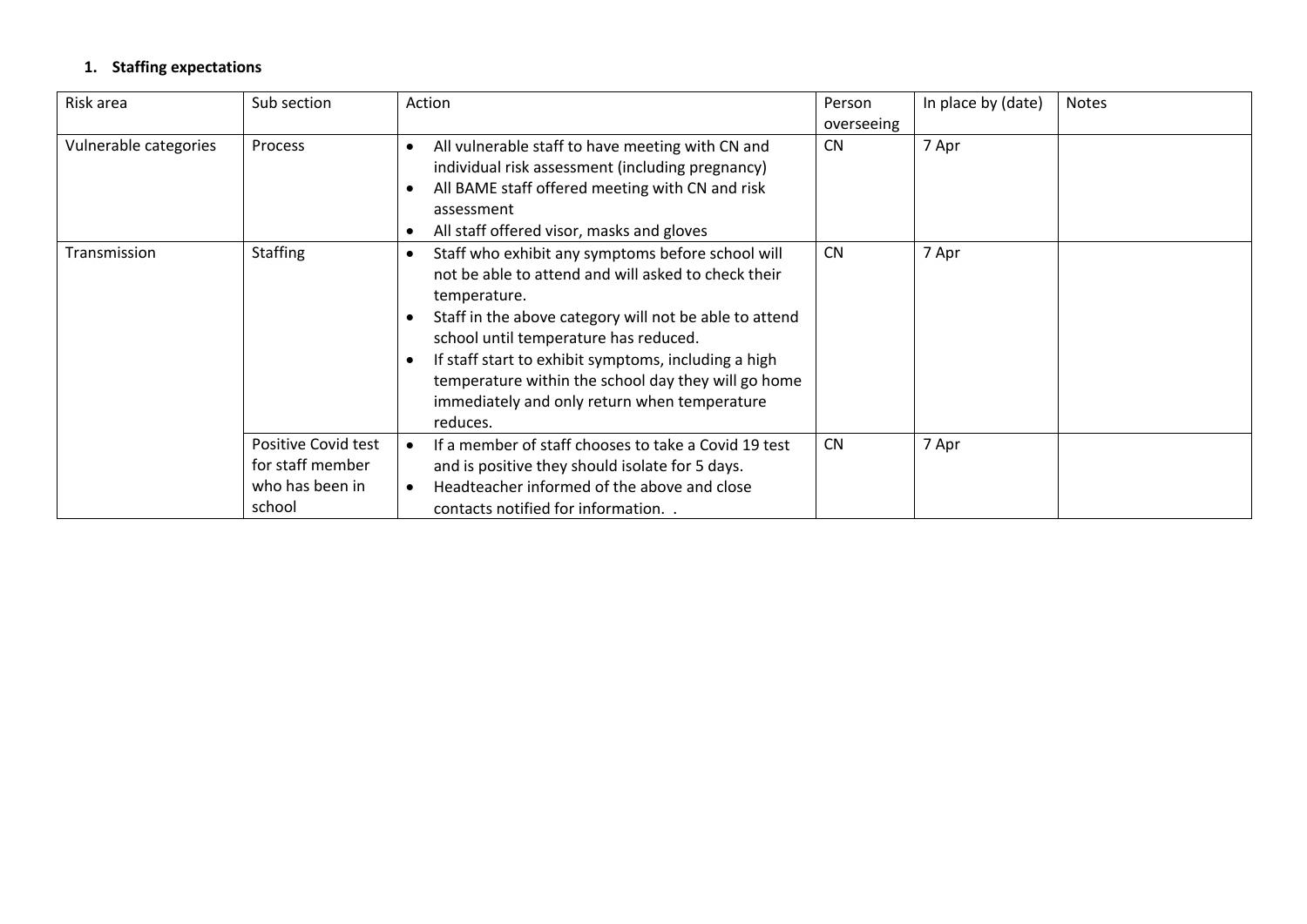## 1. Staffing expectations

| Risk area | Sub section | Action | Person overseeing | In place by (date) | Notes |
|---|---|---|---|---|---|
| Vulnerable categories | Process | • All vulnerable staff to have meeting with CN and individual risk assessment (including pregnancy)<br>• All BAME staff offered meeting with CN and risk assessment<br>• All staff offered visor, masks and gloves | CN | 7 Apr | |
| Transmission | Staffing | • Staff who exhibit any symptoms before school will not be able to attend and will asked to check their temperature.<br>• Staff in the above category will not be able to attend school until temperature has reduced.<br>• If staff start to exhibit symptoms, including a high temperature within the school day they will go home immediately and only return when temperature reduces. | CN | 7 Apr | |
| | Positive Covid test for staff member who has been in school | • If a member of staff chooses to take a Covid 19 test and is positive they should isolate for 5 days.<br>• Headteacher informed of the above and close contacts notified for information. . | CN | 7 Apr | |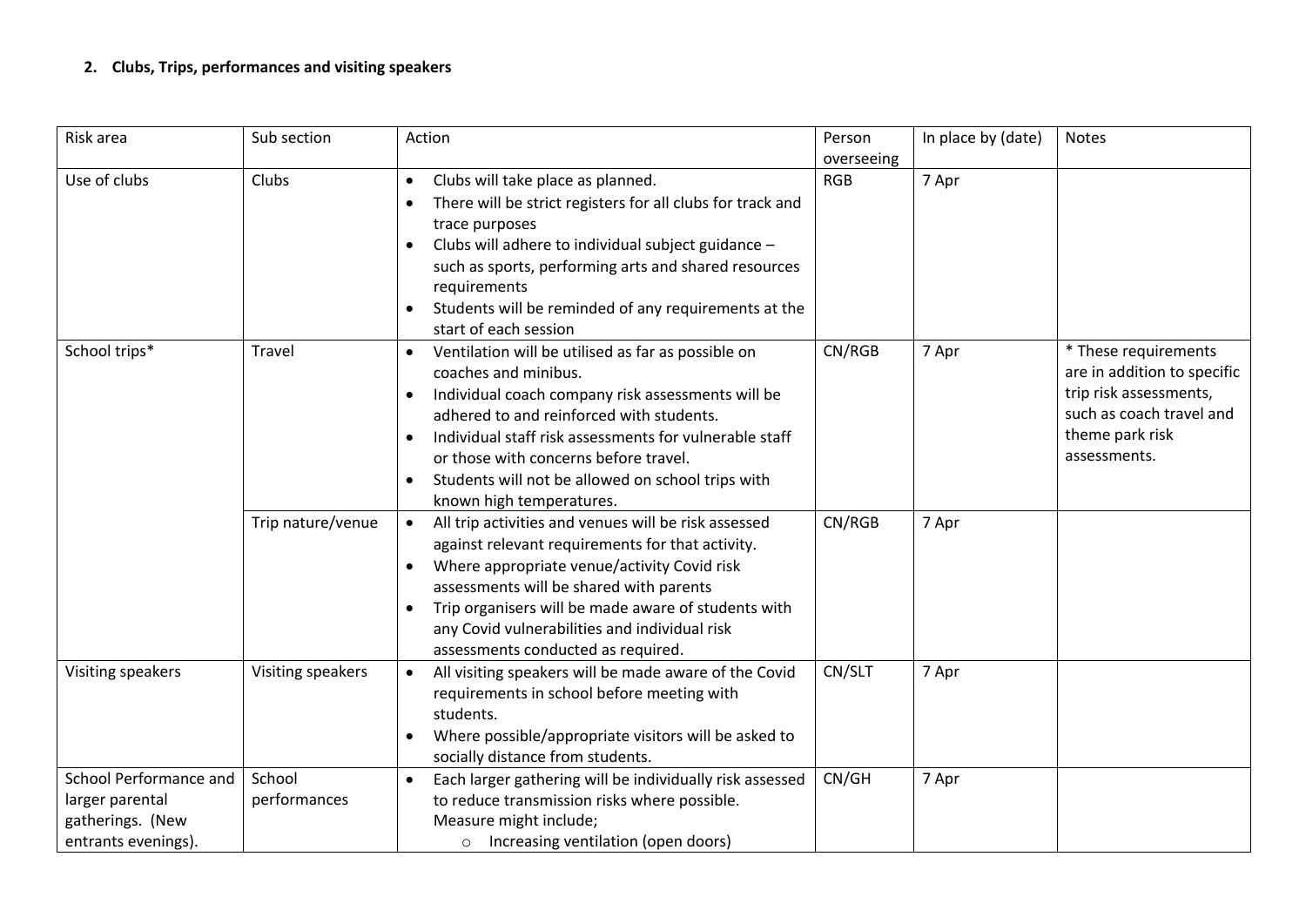**2. Clubs, Trips, performances and visiting speakers**

| Risk area | Sub section | Action | Person overseeing | In place by (date) | Notes |
|---|---|---|---|---|---|
| Use of clubs | Clubs | • Clubs will take place as planned.<br>• There will be strict registers for all clubs for track and trace purposes<br>• Clubs will adhere to individual subject guidance – such as sports, performing arts and shared resources requirements<br>• Students will be reminded of any requirements at the start of each session | RGB | 7 Apr | |
| School trips* | Travel | • Ventilation will be utilised as far as possible on coaches and minibus.<br>• Individual coach company risk assessments will be adhered to and reinforced with students.<br>• Individual staff risk assessments for vulnerable staff or those with concerns before travel.<br>• Students will not be allowed on school trips with known high temperatures. | CN/RGB | 7 Apr | * These requirements are in addition to specific trip risk assessments, such as coach travel and theme park risk assessments. |
| | Trip nature/venue | • All trip activities and venues will be risk assessed against relevant requirements for that activity.<br>• Where appropriate venue/activity Covid risk assessments will be shared with parents<br>• Trip organisers will be made aware of students with any Covid vulnerabilities and individual risk assessments conducted as required. | CN/RGB | 7 Apr | |
| Visiting speakers | Visiting speakers | • All visiting speakers will be made aware of the Covid requirements in school before meeting with students.<br>• Where possible/appropriate visitors will be asked to socially distance from students. | CN/SLT | 7 Apr | |
| School Performance and larger parental gatherings. (New entrants evenings). | School performances | • Each larger gathering will be individually risk assessed to reduce transmission risks where possible. Measure might include;<br>  ○ Increasing ventilation (open doors) | CN/GH | 7 Apr | |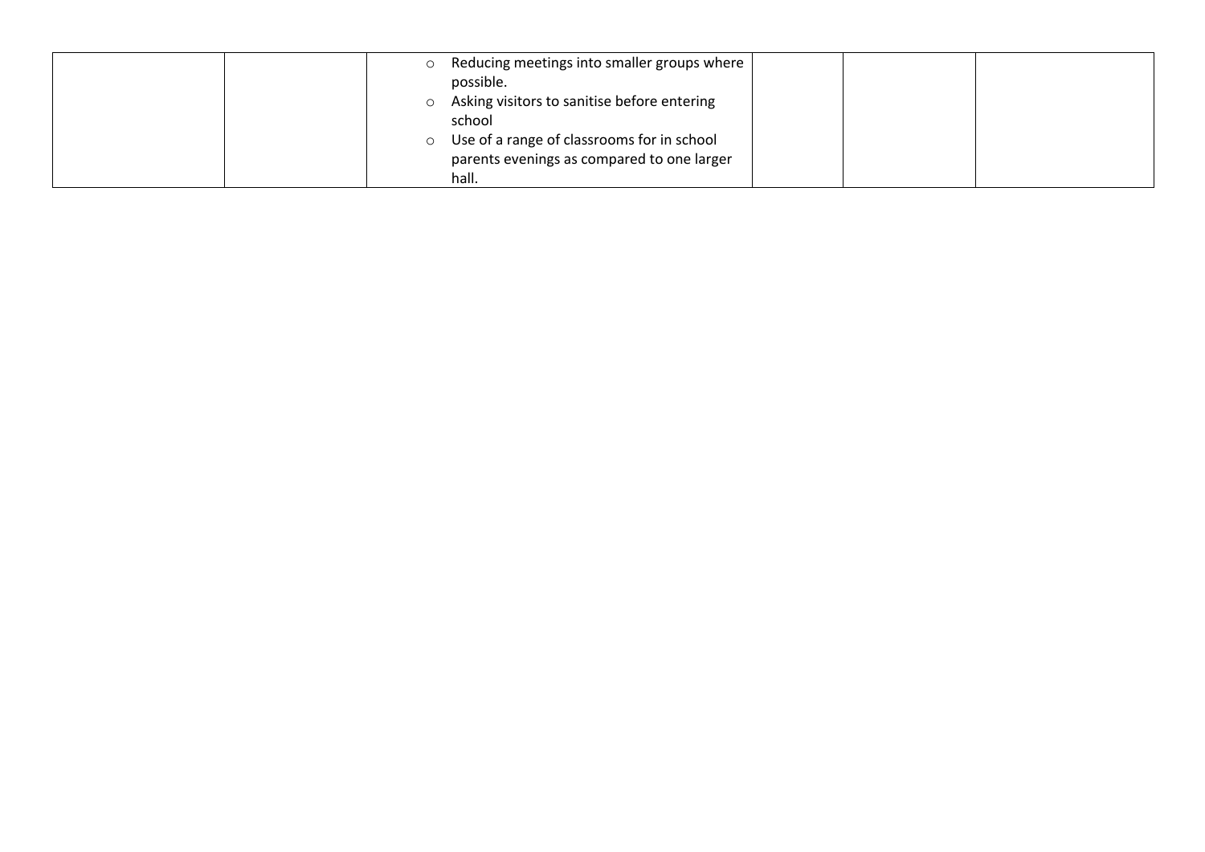| | | | | | |
|---|---|---|---|---|---|
| | | <ul><li>Reducing meetings into smaller groups where possible.</li><li>Asking visitors to sanitise before entering school</li><li>Use of a range of classrooms for in school parents evenings as compared to one larger hall.</li></ul> | | | |